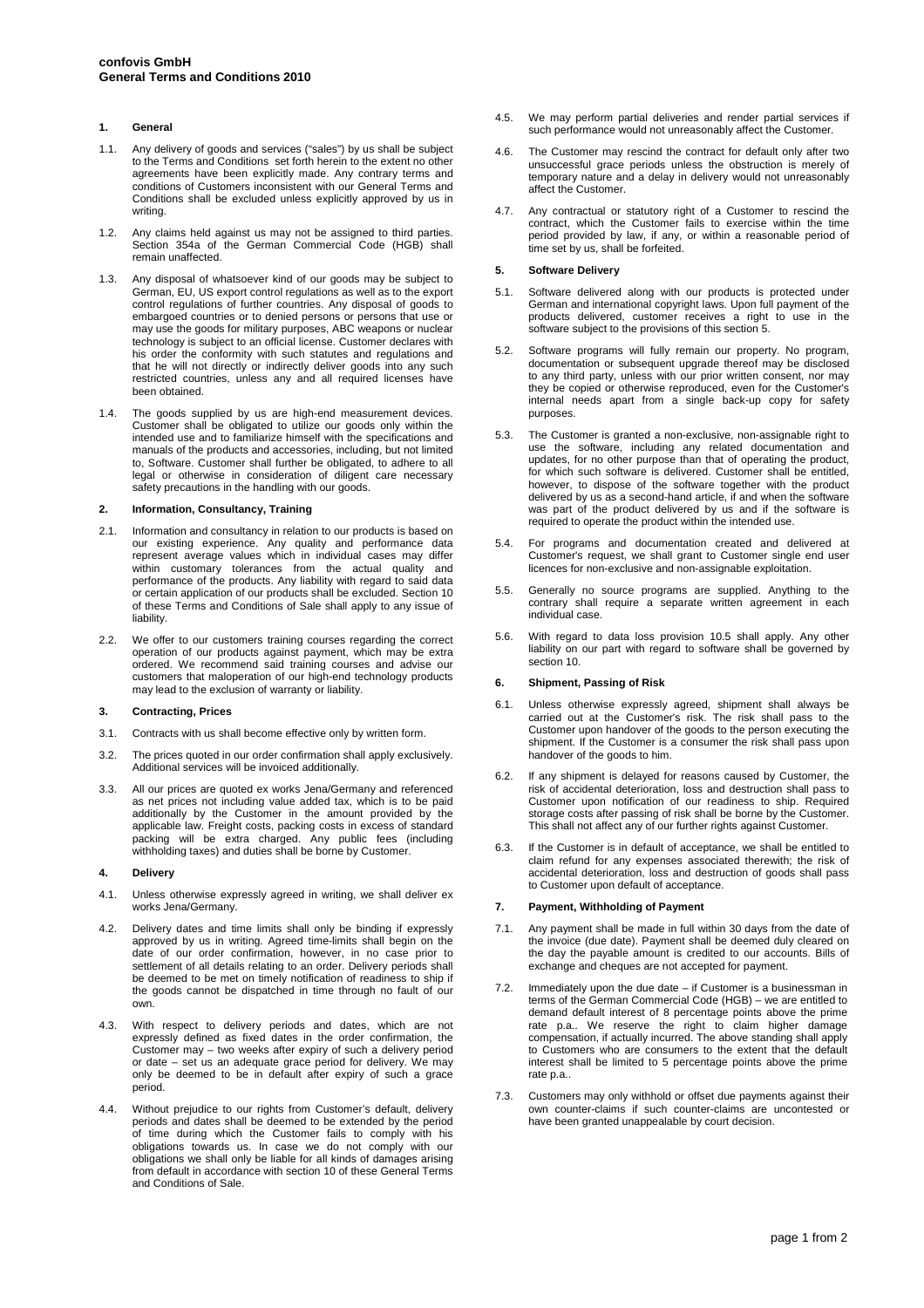**confovis GmbH**
**General Terms and Conditions 2010**

## 1. General

1.1. Any delivery of goods and services ("sales") by us shall be subject to the Terms and Conditions set forth herein to the extent no other agreements have been explicitly made. Any contrary terms and conditions of Customers inconsistent with our General Terms and Conditions shall be excluded unless explicitly approved by us in writing.

1.2. Any claims held against us may not be assigned to third parties. Section 354a of the German Commercial Code (HGB) shall remain unaffected.

1.3. Any disposal of whatsoever kind of our goods may be subject to German, EU, US export control regulations as well as to the export control regulations of further countries. Any disposal of goods to embargoed countries or to denied persons or persons that use or may use the goods for military purposes, ABC weapons or nuclear technology is subject to an official license. Customer declares with his order the conformity with such statutes and regulations and that he will not directly or indirectly deliver goods into any such restricted countries, unless any and all required licenses have been obtained.

1.4. The goods supplied by us are high-end measurement devices. Customer shall be obligated to utilize our goods only within the intended use and to familiarize himself with the specifications and manuals of the products and accessories, including, but not limited to, Software. Customer shall further be obligated, to adhere to all legal or otherwise in consideration of diligent care necessary safety precautions in the handling with our goods.

## 2. Information, Consultancy, Training

2.1. Information and consultancy in relation to our products is based on our existing experience. Any quality and performance data represent average values which in individual cases may differ within customary tolerances from the actual quality and performance of the products. Any liability with regard to said data or certain application of our products shall be excluded. Section 10 of these Terms and Conditions of Sale shall apply to any issue of liability.

2.2. We offer to our customers training courses regarding the correct operation of our products against payment, which may be extra ordered. We recommend said training courses and advise our customers that maloperation of our high-end technology products may lead to the exclusion of warranty or liability.

## 3. Contracting, Prices

3.1. Contracts with us shall become effective only by written form.

3.2. The prices quoted in our order confirmation shall apply exclusively. Additional services will be invoiced additionally.

3.3. All our prices are quoted ex works Jena/Germany and referenced as net prices not including value added tax, which is to be paid additionally by the Customer in the amount provided by the applicable law. Freight costs, packing costs in excess of standard packing will be extra charged. Any public fees (including withholding taxes) and duties shall be borne by Customer.

## 4. Delivery

4.1. Unless otherwise expressly agreed in writing, we shall deliver ex works Jena/Germany.

4.2. Delivery dates and time limits shall only be binding if expressly approved by us in writing. Agreed time-limits shall begin on the date of our order confirmation, however, in no case prior to settlement of all details relating to an order. Delivery periods shall be deemed to be met on timely notification of readiness to ship if the goods cannot be dispatched in time through no fault of our own.

4.3. With respect to delivery periods and dates, which are not expressly defined as fixed dates in the order confirmation, the Customer may – two weeks after expiry of such a delivery period or date – set us an adequate grace period for delivery. We may only be deemed to be in default after expiry of such a grace period.

4.4. Without prejudice to our rights from Customer's default, delivery periods and dates shall be deemed to be extended by the period of time during which the Customer fails to comply with his obligations towards us. In case we do not comply with our obligations we shall only be liable for all kinds of damages arising from default in accordance with section 10 of these General Terms and Conditions of Sale.

4.5. We may perform partial deliveries and render partial services if such performance would not unreasonably affect the Customer.

4.6. The Customer may rescind the contract for default only after two unsuccessful grace periods unless the obstruction is merely of temporary nature and a delay in delivery would not unreasonably affect the Customer.

4.7. Any contractual or statutory right of a Customer to rescind the contract, which the Customer fails to exercise within the time period provided by law, if any, or within a reasonable period of time set by us, shall be forfeited.

## 5. Software Delivery

5.1. Software delivered along with our products is protected under German and international copyright laws. Upon full payment of the products delivered, customer receives a right to use in the software subject to the provisions of this section 5.

5.2. Software programs will fully remain our property. No program, documentation or subsequent upgrade thereof may be disclosed to any third party, unless with our prior written consent, nor may they be copied or otherwise reproduced, even for the Customer's internal needs apart from a single back-up copy for safety purposes.

5.3. The Customer is granted a non-exclusive, non-assignable right to use the software, including any related documentation and updates, for no other purpose than that of operating the product, for which such software is delivered. Customer shall be entitled, however, to dispose of the software together with the product delivered by us as a second-hand article, if and when the software was part of the product delivered by us and if the software is required to operate the product within the intended use.

5.4. For programs and documentation created and delivered at Customer's request, we shall grant to Customer single end user licences for non-exclusive and non-assignable exploitation.

5.5. Generally no source programs are supplied. Anything to the contrary shall require a separate written agreement in each individual case.

5.6. With regard to data loss provision 10.5 shall apply. Any other liability on our part with regard to software shall be governed by section 10.

## 6. Shipment, Passing of Risk

6.1. Unless otherwise expressly agreed, shipment shall always be carried out at the Customer's risk. The risk shall pass to the Customer upon handover of the goods to the person executing the shipment. If the Customer is a consumer the risk shall pass upon handover of the goods to him.

6.2. If any shipment is delayed for reasons caused by Customer, the risk of accidental deterioration, loss and destruction shall pass to Customer upon notification of our readiness to ship. Required storage costs after passing of risk shall be borne by the Customer. This shall not affect any of our further rights against Customer.

6.3. If the Customer is in default of acceptance, we shall be entitled to claim refund for any expenses associated therewith; the risk of accidental deterioration, loss and destruction of goods shall pass to Customer upon default of acceptance.

## 7. Payment, Withholding of Payment

7.1. Any payment shall be made in full within 30 days from the date of the invoice (due date). Payment shall be deemed duly cleared on the day the payable amount is credited to our accounts. Bills of exchange and cheques are not accepted for payment.

7.2. Immediately upon the due date – if Customer is a businessman in terms of the German Commercial Code (HGB) – we are entitled to demand default interest of 8 percentage points above the prime rate p.a.. We reserve the right to claim higher damage compensation, if actually incurred. The above standing shall apply to Customers who are consumers to the extent that the default interest shall be limited to 5 percentage points above the prime rate p.a..

7.3. Customers may only withhold or offset due payments against their own counter-claims if such counter-claims are uncontested or have been granted unappealable by court decision.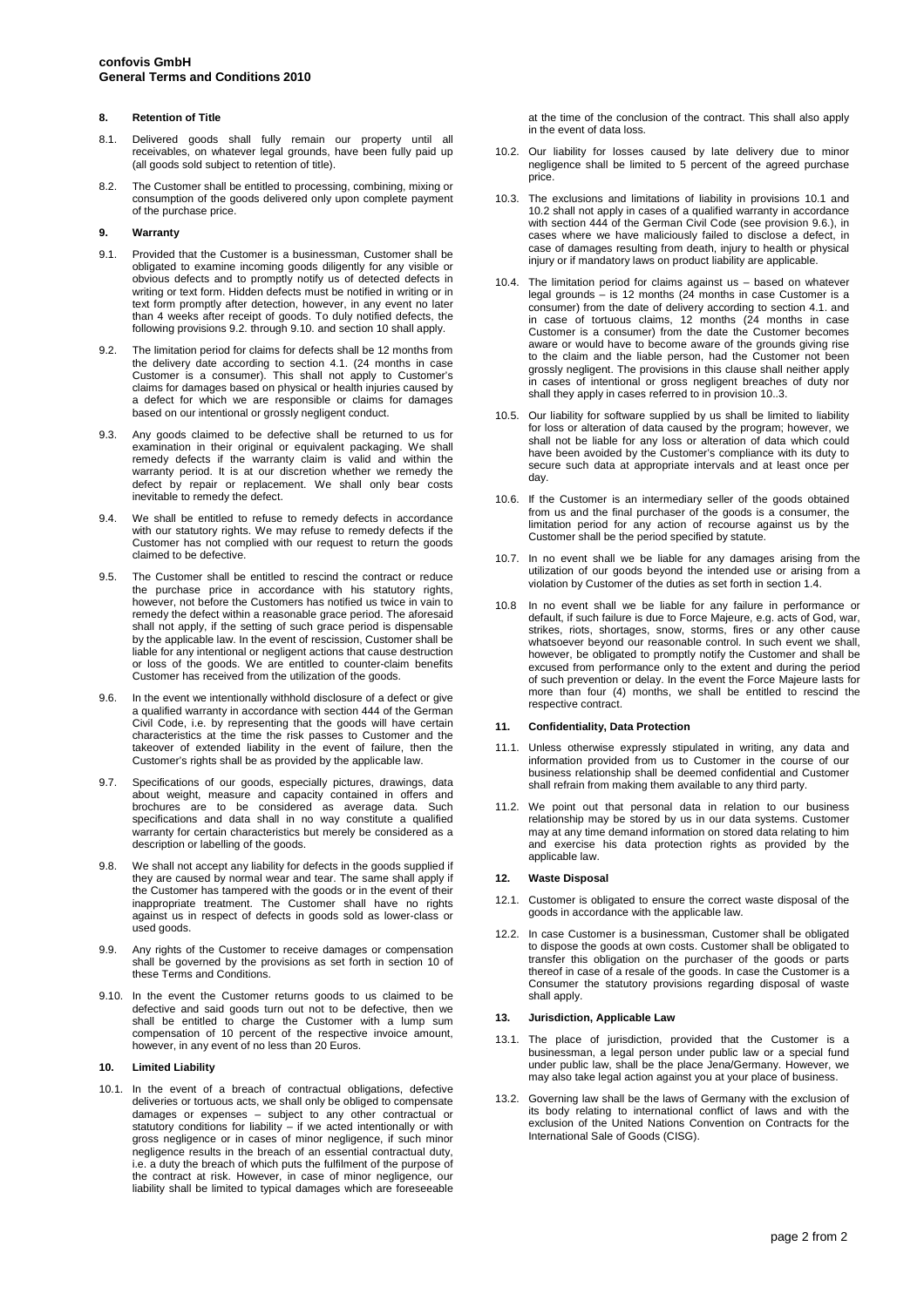**confovis GmbH**
**General Terms and Conditions 2010**

## 8. Retention of Title

8.1. Delivered goods shall fully remain our property until all receivables, on whatever legal grounds, have been fully paid up (all goods sold subject to retention of title).

8.2. The Customer shall be entitled to processing, combining, mixing or consumption of the goods delivered only upon complete payment of the purchase price.

## 9. Warranty

9.1. Provided that the Customer is a businessman, Customer shall be obligated to examine incoming goods diligently for any visible or obvious defects and to promptly notify us of detected defects in writing or text form. Hidden defects must be notified in writing or in text form promptly after detection, however, in any event no later than 4 weeks after receipt of goods. To duly notified defects, the following provisions 9.2. through 9.10. and section 10 shall apply.

9.2. The limitation period for claims for defects shall be 12 months from the delivery date according to section 4.1. (24 months in case Customer is a consumer). This shall not apply to Customer's claims for damages based on physical or health injuries caused by a defect for which we are responsible or claims for damages based on our intentional or grossly negligent conduct.

9.3. Any goods claimed to be defective shall be returned to us for examination in their original or equivalent packaging. We shall remedy defects if the warranty claim is valid and within the warranty period. It is at our discretion whether we remedy the defect by repair or replacement. We shall only bear costs inevitable to remedy the defect.

9.4. We shall be entitled to refuse to remedy defects in accordance with our statutory rights. We may refuse to remedy defects if the Customer has not complied with our request to return the goods claimed to be defective.

9.5. The Customer shall be entitled to rescind the contract or reduce the purchase price in accordance with his statutory rights, however, not before the Customers has notified us twice in vain to remedy the defect within a reasonable grace period. The aforesaid shall not apply, if the setting of such grace period is dispensable by the applicable law. In the event of rescission, Customer shall be liable for any intentional or negligent actions that cause destruction or loss of the goods. We are entitled to counter-claim benefits Customer has received from the utilization of the goods.

9.6. In the event we intentionally withhold disclosure of a defect or give a qualified warranty in accordance with section 444 of the German Civil Code, i.e. by representing that the goods will have certain characteristics at the time the risk passes to Customer and the takeover of extended liability in the event of failure, then the Customer's rights shall be as provided by the applicable law.

9.7. Specifications of our goods, especially pictures, drawings, data about weight, measure and capacity contained in offers and brochures are to be considered as average data. Such specifications and data shall in no way constitute a qualified warranty for certain characteristics but merely be considered as a description or labelling of the goods.

9.8. We shall not accept any liability for defects in the goods supplied if they are caused by normal wear and tear. The same shall apply if the Customer has tampered with the goods or in the event of their inappropriate treatment. The Customer shall have no rights against us in respect of defects in goods sold as lower-class or used goods.

9.9. Any rights of the Customer to receive damages or compensation shall be governed by the provisions as set forth in section 10 of these Terms and Conditions.

9.10. In the event the Customer returns goods to us claimed to be defective and said goods turn out not to be defective, then we shall be entitled to charge the Customer with a lump sum compensation of 10 percent of the respective invoice amount, however, in any event of no less than 20 Euros.

## 10. Limited Liability

10.1. In the event of a breach of contractual obligations, defective deliveries or tortuous acts, we shall only be obliged to compensate damages or expenses – subject to any other contractual or statutory conditions for liability – if we acted intentionally or with gross negligence or in cases of minor negligence, if such minor negligence results in the breach of an essential contractual duty, i.e. a duty the breach of which puts the fulfilment of the purpose of the contract at risk. However, in case of minor negligence, our liability shall be limited to typical damages which are foreseeable at the time of the conclusion of the contract. This shall also apply in the event of data loss.

10.2. Our liability for losses caused by late delivery due to minor negligence shall be limited to 5 percent of the agreed purchase price.

10.3. The exclusions and limitations of liability in provisions 10.1 and 10.2 shall not apply in cases of a qualified warranty in accordance with section 444 of the German Civil Code (see provision 9.6.), in cases where we have maliciously failed to disclose a defect, in case of damages resulting from death, injury to health or physical injury or if mandatory laws on product liability are applicable.

10.4. The limitation period for claims against us – based on whatever legal grounds – is 12 months (24 months in case Customer is a consumer) from the date of delivery according to section 4.1. and in case of tortuous claims, 12 months (24 months in case Customer is a consumer) from the date the Customer becomes aware or would have to become aware of the grounds giving rise to the claim and the liable person, had the Customer not been grossly negligent. The provisions in this clause shall neither apply in cases of intentional or gross negligent breaches of duty nor shall they apply in cases referred to in provision 10..3.

10.5. Our liability for software supplied by us shall be limited to liability for loss or alteration of data caused by the program; however, we shall not be liable for any loss or alteration of data which could have been avoided by the Customer's compliance with its duty to secure such data at appropriate intervals and at least once per day.

10.6. If the Customer is an intermediary seller of the goods obtained from us and the final purchaser of the goods is a consumer, the limitation period for any action of recourse against us by the Customer shall be the period specified by statute.

10.7. In no event shall we be liable for any damages arising from the utilization of our goods beyond the intended use or arising from a violation by Customer of the duties as set forth in section 1.4.

10.8 In no event shall we be liable for any failure in performance or default, if such failure is due to Force Majeure, e.g. acts of God, war, strikes, riots, shortages, snow, storms, fires or any other cause whatsoever beyond our reasonable control. In such event we shall, however, be obligated to promptly notify the Customer and shall be excused from performance only to the extent and during the period of such prevention or delay. In the event the Force Majeure lasts for more than four (4) months, we shall be entitled to rescind the respective contract.

## 11. Confidentiality, Data Protection

11.1. Unless otherwise expressly stipulated in writing, any data and information provided from us to Customer in the course of our business relationship shall be deemed confidential and Customer shall refrain from making them available to any third party.

11.2. We point out that personal data in relation to our business relationship may be stored by us in our data systems. Customer may at any time demand information on stored data relating to him and exercise his data protection rights as provided by the applicable law.

## 12. Waste Disposal

12.1. Customer is obligated to ensure the correct waste disposal of the goods in accordance with the applicable law.

12.2. In case Customer is a businessman, Customer shall be obligated to dispose the goods at own costs. Customer shall be obligated to transfer this obligation on the purchaser of the goods or parts thereof in case of a resale of the goods. In case the Customer is a Consumer the statutory provisions regarding disposal of waste shall apply.

## 13. Jurisdiction, Applicable Law

13.1. The place of jurisdiction, provided that the Customer is a businessman, a legal person under public law or a special fund under public law, shall be the place Jena/Germany. However, we may also take legal action against you at your place of business.

13.2. Governing law shall be the laws of Germany with the exclusion of its body relating to international conflict of laws and with the exclusion of the United Nations Convention on Contracts for the International Sale of Goods (CISG).